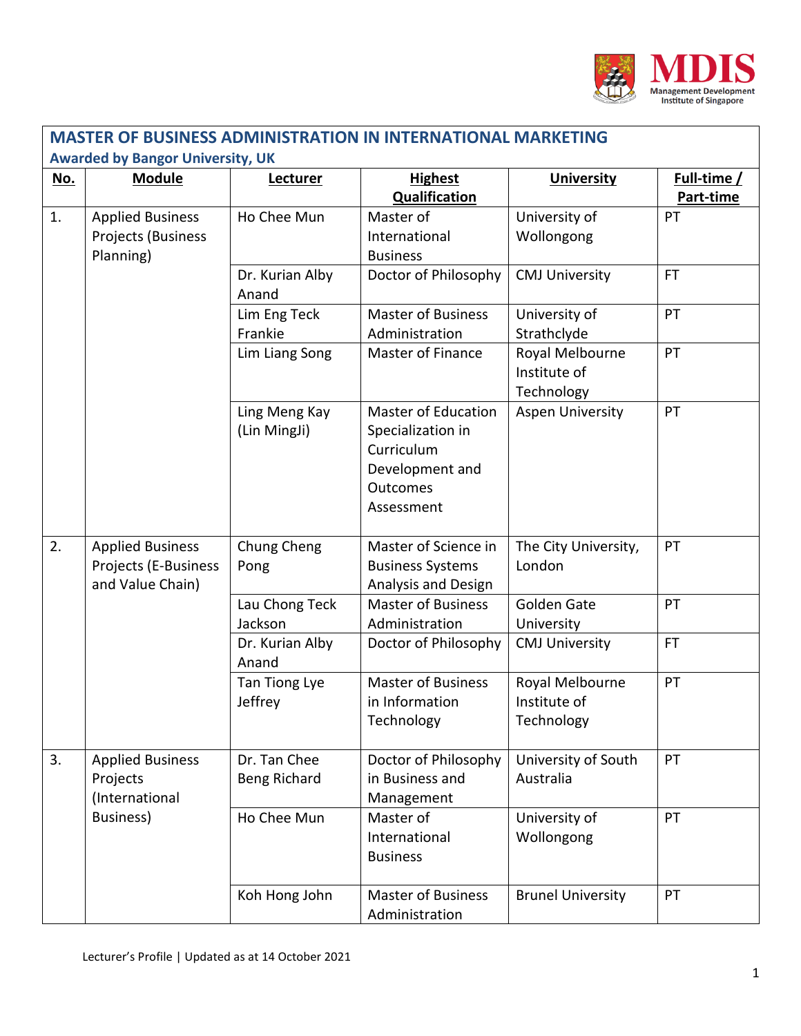## MASTER OF BUSINESS ADMINISTRATION IN INTERNATIONAL MARKETING

**Awarded by Bangor University, UK**

| No. | Module | Lecturer | Highest Qualification | University | Full-time / Part-time |
|---|---|---|---|---|---|
| 1. | Applied Business Projects (Business Planning) | Ho Chee Mun | Master of International Business | University of Wollongong | PT |
| | | Dr. Kurian Alby Anand | Doctor of Philosophy | CMJ University | FT |
| | | Lim Eng Teck Frankie | Master of Business Administration | University of Strathclyde | PT |
| | | Lim Liang Song | Master of Finance | Royal Melbourne Institute of Technology | PT |
| | | Ling Meng Kay (Lin MingJi) | Master of Education Specialization in Curriculum Development and Outcomes Assessment | Aspen University | PT |
| 2. | Applied Business Projects (E-Business and Value Chain) | Chung Cheng Pong | Master of Science in Business Systems Analysis and Design | The City University, London | PT |
| | | Lau Chong Teck Jackson | Master of Business Administration | Golden Gate University | PT |
| | | Dr. Kurian Alby Anand | Doctor of Philosophy | CMJ University | FT |
| | | Tan Tiong Lye Jeffrey | Master of Business in Information Technology | Royal Melbourne Institute of Technology | PT |
| 3. | Applied Business Projects (International Business) | Dr. Tan Chee Beng Richard | Doctor of Philosophy in Business and Management | University of South Australia | PT |
| | | Ho Chee Mun | Master of International Business | University of Wollongong | PT |
| | | Koh Hong John | Master of Business Administration | Brunel University | PT |

Lecturer's Profile | Updated as at 14 October 2021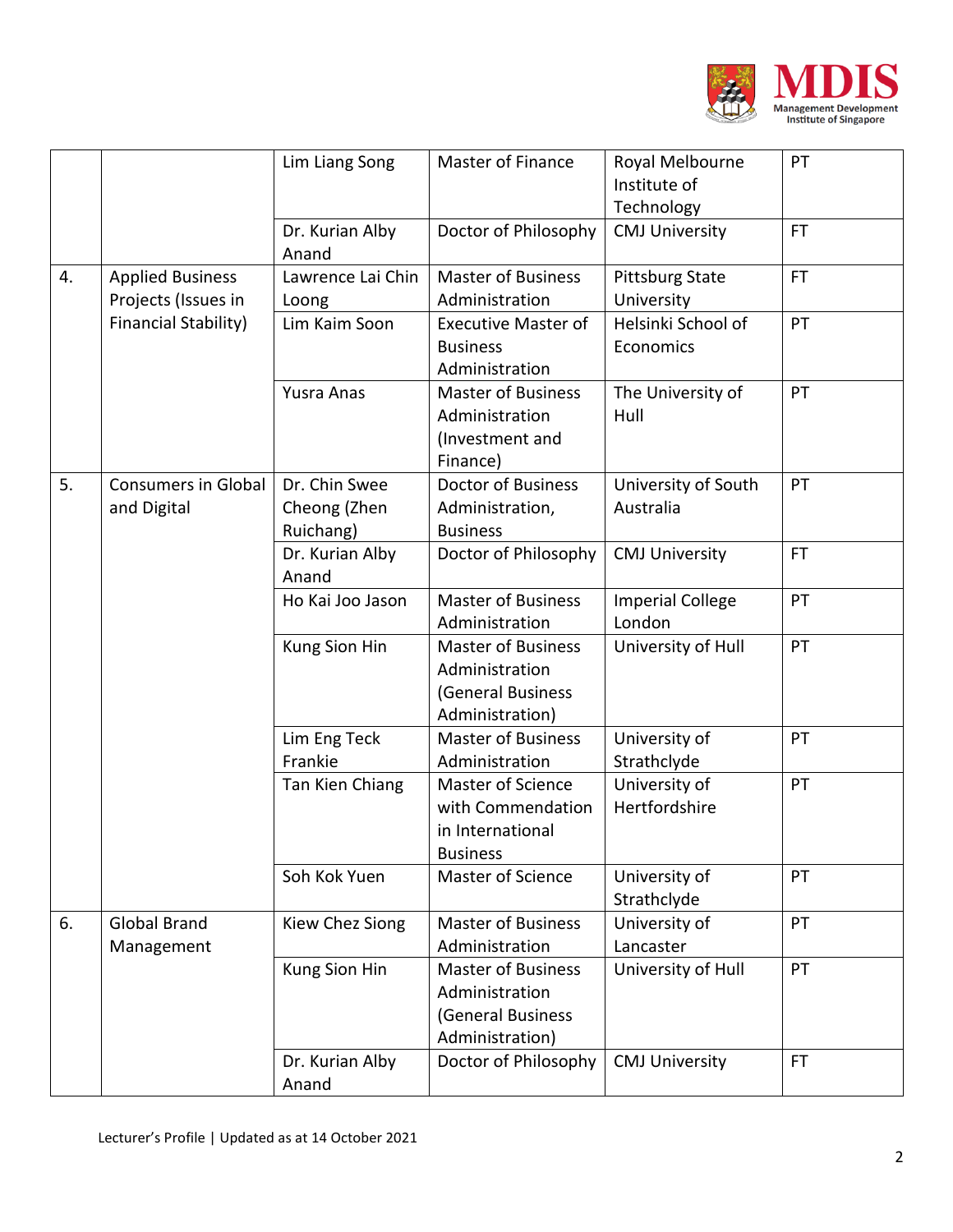|  |  |  |  |  |  |
|---|---|---|---|---|---|
|  |  | Lim Liang Song | Master of Finance | Royal Melbourne Institute of Technology | PT |
|  |  | Dr. Kurian Alby Anand | Doctor of Philosophy | CMJ University | FT |
| 4. | Applied Business Projects (Issues in Financial Stability) | Lawrence Lai Chin Loong | Master of Business Administration | Pittsburg State University | FT |
|  |  | Lim Kaim Soon | Executive Master of Business Administration | Helsinki School of Economics | PT |
|  |  | Yusra Anas | Master of Business Administration (Investment and Finance) | The University of Hull | PT |
| 5. | Consumers in Global and Digital | Dr. Chin Swee Cheong (Zhen Ruichang) | Doctor of Business Administration, Business | University of South Australia | PT |
|  |  | Dr. Kurian Alby Anand | Doctor of Philosophy | CMJ University | FT |
|  |  | Ho Kai Joo Jason | Master of Business Administration | Imperial College London | PT |
|  |  | Kung Sion Hin | Master of Business Administration (General Business Administration) | University of Hull | PT |
|  |  | Lim Eng Teck Frankie | Master of Business Administration | University of Strathclyde | PT |
|  |  | Tan Kien Chiang | Master of Science with Commendation in International Business | University of Hertfordshire | PT |
|  |  | Soh Kok Yuen | Master of Science | University of Strathclyde | PT |
| 6. | Global Brand Management | Kiew Chez Siong | Master of Business Administration | University of Lancaster | PT |
|  |  | Kung Sion Hin | Master of Business Administration (General Business Administration) | University of Hull | PT |
|  |  | Dr. Kurian Alby Anand | Doctor of Philosophy | CMJ University | FT |

Lecturer's Profile | Updated as at 14 October 2021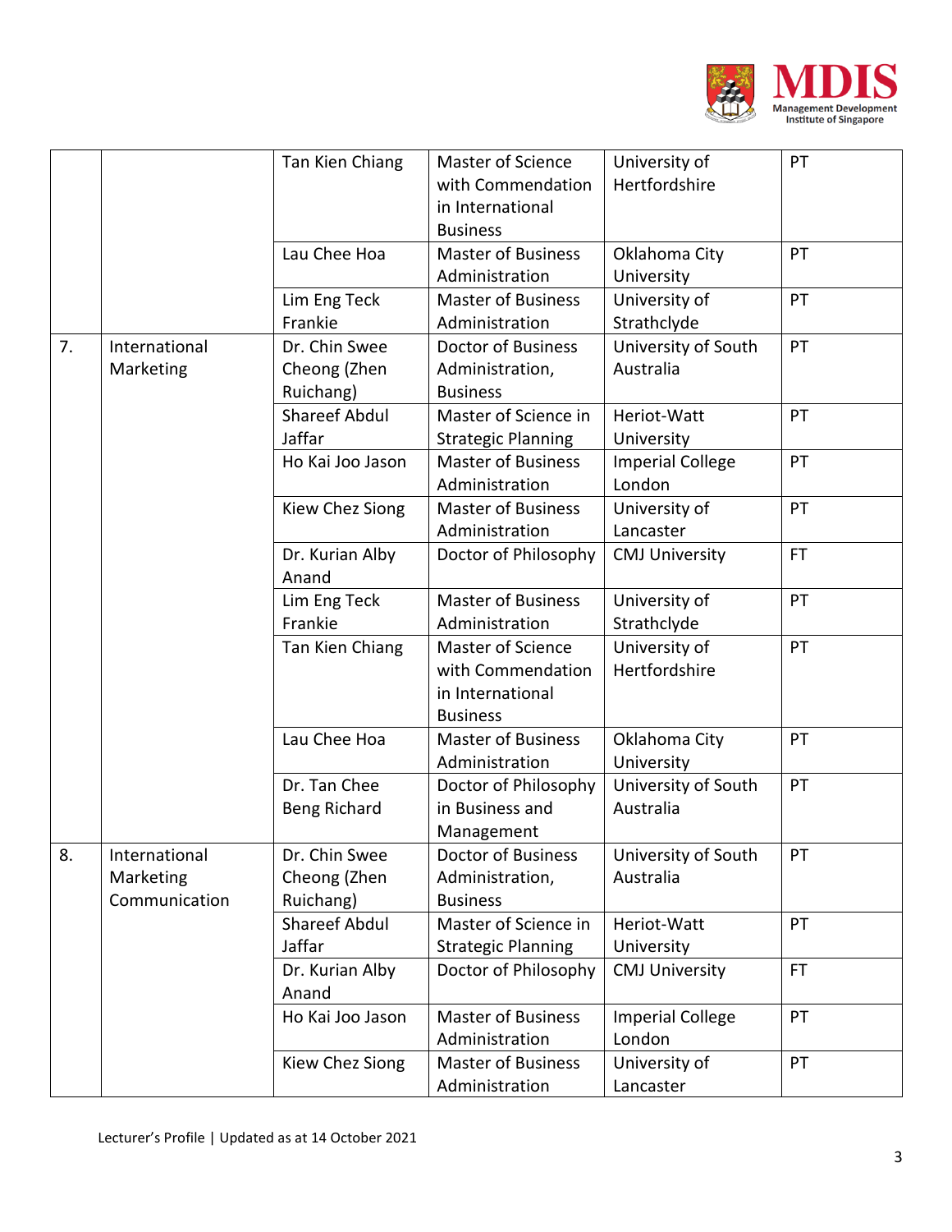| | | Tan Kien Chiang | Master of Science with Commendation in International Business | University of Hertfordshire | PT |
|---|---|---|---|---|---|
| | | Lau Chee Hoa | Master of Business Administration | Oklahoma City University | PT |
| | | Lim Eng Teck Frankie | Master of Business Administration | University of Strathclyde | PT |
| 7. | International Marketing | Dr. Chin Swee Cheong (Zhen Ruichang) | Doctor of Business Administration, Business | University of South Australia | PT |
| | | Shareef Abdul Jaffar | Master of Science in Strategic Planning | Heriot-Watt University | PT |
| | | Ho Kai Joo Jason | Master of Business Administration | Imperial College London | PT |
| | | Kiew Chez Siong | Master of Business Administration | University of Lancaster | PT |
| | | Dr. Kurian Alby Anand | Doctor of Philosophy | CMJ University | FT |
| | | Lim Eng Teck Frankie | Master of Business Administration | University of Strathclyde | PT |
| | | Tan Kien Chiang | Master of Science with Commendation in International Business | University of Hertfordshire | PT |
| | | Lau Chee Hoa | Master of Business Administration | Oklahoma City University | PT |
| | | Dr. Tan Chee Beng Richard | Doctor of Philosophy in Business and Management | University of South Australia | PT |
| 8. | International Marketing Communication | Dr. Chin Swee Cheong (Zhen Ruichang) | Doctor of Business Administration, Business | University of South Australia | PT |
| | | Shareef Abdul Jaffar | Master of Science in Strategic Planning | Heriot-Watt University | PT |
| | | Dr. Kurian Alby Anand | Doctor of Philosophy | CMJ University | FT |
| | | Ho Kai Joo Jason | Master of Business Administration | Imperial College London | PT |
| | | Kiew Chez Siong | Master of Business Administration | University of Lancaster | PT |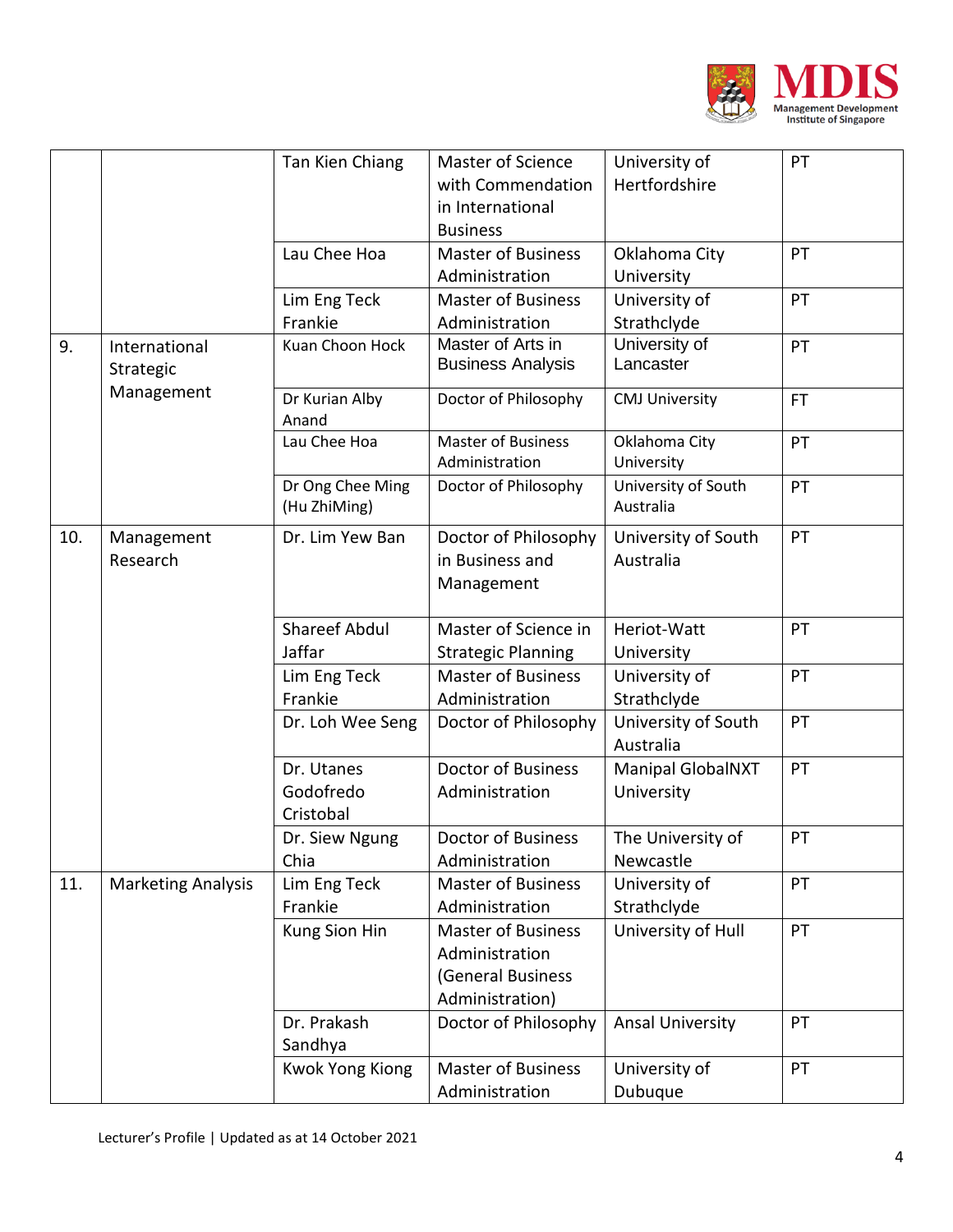| | | Tan Kien Chiang | Master of Science with Commendation in International Business | University of Hertfordshire | PT |
|---|---|---|---|---|---|
| | | Lau Chee Hoa | Master of Business Administration | Oklahoma City University | PT |
| | | Lim Eng Teck Frankie | Master of Business Administration | University of Strathclyde | PT |
| 9. | International Strategic Management | Kuan Choon Hock | Master of Arts in Business Analysis | University of Lancaster | PT |
| | | Dr Kurian Alby Anand | Doctor of Philosophy | CMJ University | FT |
| | | Lau Chee Hoa | Master of Business Administration | Oklahoma City University | PT |
| | | Dr Ong Chee Ming (Hu ZhiMing) | Doctor of Philosophy | University of South Australia | PT |
| 10. | Management Research | Dr. Lim Yew Ban | Doctor of Philosophy in Business and Management | University of South Australia | PT |
| | | Shareef Abdul Jaffar | Master of Science in Strategic Planning | Heriot-Watt University | PT |
| | | Lim Eng Teck Frankie | Master of Business Administration | University of Strathclyde | PT |
| | | Dr. Loh Wee Seng | Doctor of Philosophy | University of South Australia | PT |
| | | Dr. Utanes Godofredo Cristobal | Doctor of Business Administration | Manipal GlobalNXT University | PT |
| | | Dr. Siew Ngung Chia | Doctor of Business Administration | The University of Newcastle | PT |
| 11. | Marketing Analysis | Lim Eng Teck Frankie | Master of Business Administration | University of Strathclyde | PT |
| | | Kung Sion Hin | Master of Business Administration (General Business Administration) | University of Hull | PT |
| | | Dr. Prakash Sandhya | Doctor of Philosophy | Ansal University | PT |
| | | Kwok Yong Kiong | Master of Business Administration | University of Dubuque | PT |

Lecturer's Profile | Updated as at 14 October 2021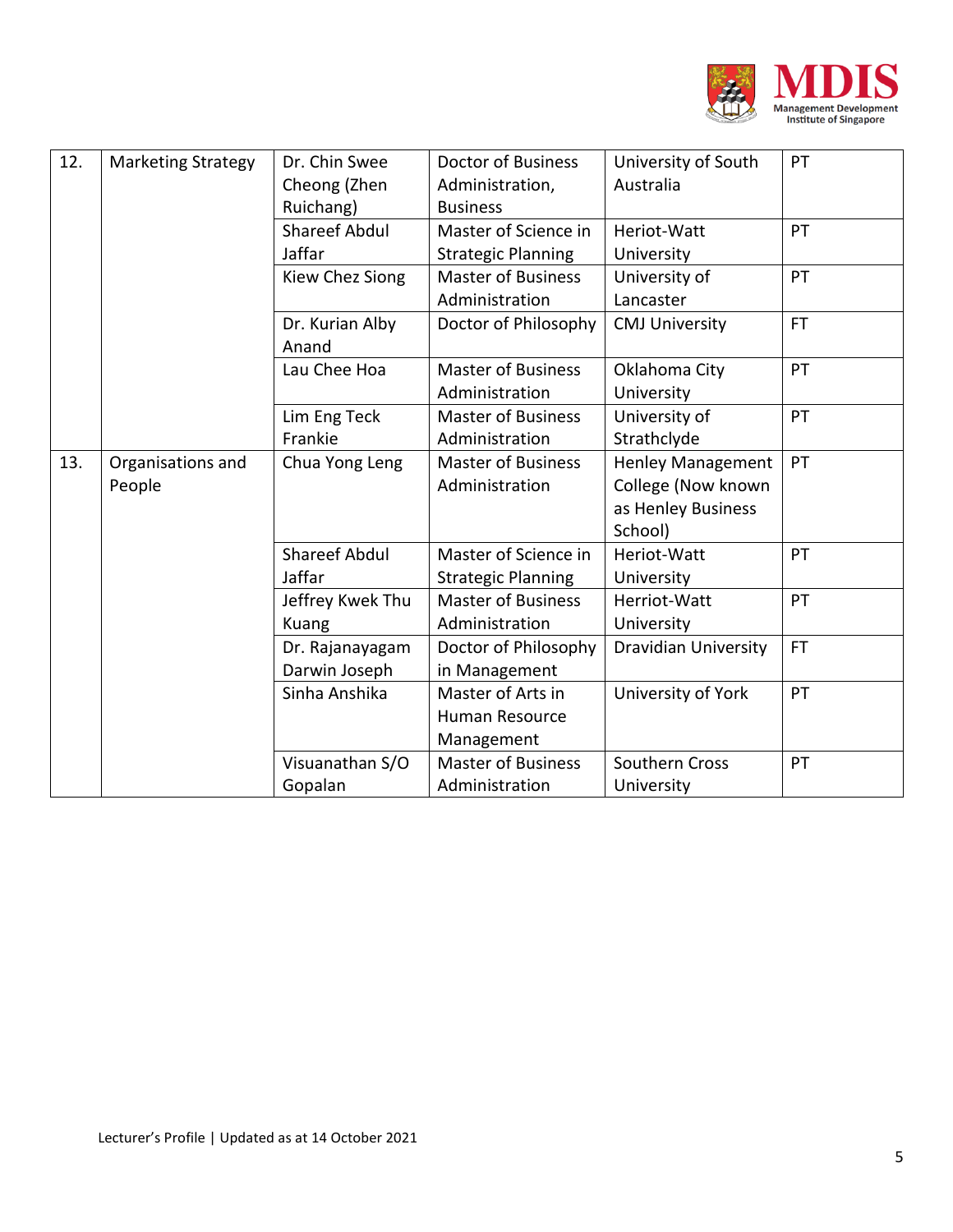| | | | | | |
|---|---|---|---|---|---|
| 12. | Marketing Strategy | Dr. Chin Swee Cheong (Zhen Ruichang) | Doctor of Business Administration, Business | University of South Australia | PT |
| | | Shareef Abdul Jaffar | Master of Science in Strategic Planning | Heriot-Watt University | PT |
| | | Kiew Chez Siong | Master of Business Administration | University of Lancaster | PT |
| | | Dr. Kurian Alby Anand | Doctor of Philosophy | CMJ University | FT |
| | | Lau Chee Hoa | Master of Business Administration | Oklahoma City University | PT |
| | | Lim Eng Teck Frankie | Master of Business Administration | University of Strathclyde | PT |
| 13. | Organisations and People | Chua Yong Leng | Master of Business Administration | Henley Management College (Now known as Henley Business School) | PT |
| | | Shareef Abdul Jaffar | Master of Science in Strategic Planning | Heriot-Watt University | PT |
| | | Jeffrey Kwek Thu Kuang | Master of Business Administration | Herriot-Watt University | PT |
| | | Dr. Rajanayagam Darwin Joseph | Doctor of Philosophy in Management | Dravidian University | FT |
| | | Sinha Anshika | Master of Arts in Human Resource Management | University of York | PT |
| | | Visuanathan S/O Gopalan | Master of Business Administration | Southern Cross University | PT |